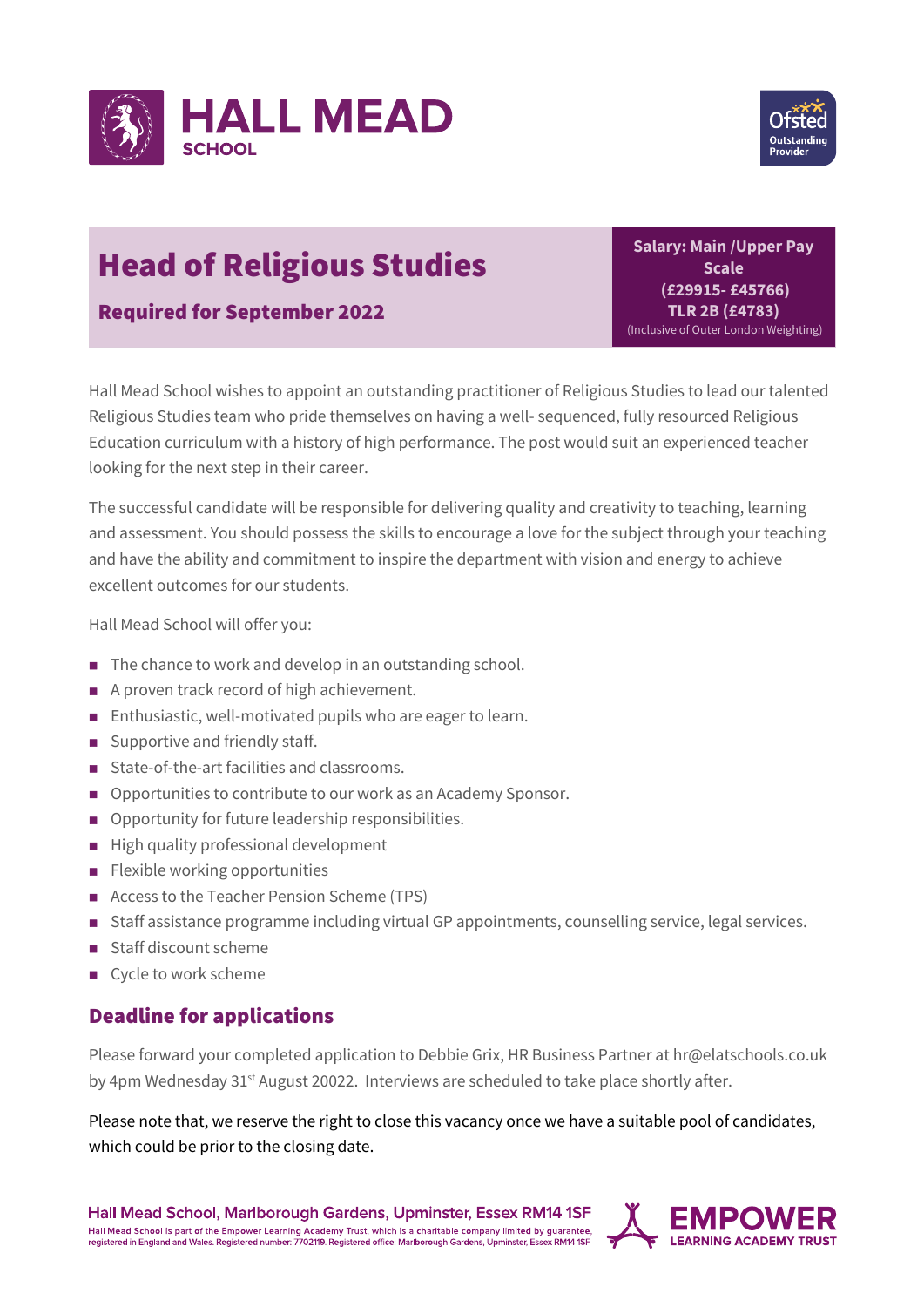HALL MEAD
SCHOOL

Ofsted Outstanding Provider

# Head of Religious Studies

## Required for September 2022

**Salary: Main /Upper Pay Scale (£29915- £45766)**
**TLR 2B (£4783)**
(Inclusive of Outer London Weighting)

Hall Mead School wishes to appoint an outstanding practitioner of Religious Studies to lead our talented Religious Studies team who pride themselves on having a well- sequenced, fully resourced Religious Education curriculum with a history of high performance. The post would suit an experienced teacher looking for the next step in their career.

The successful candidate will be responsible for delivering quality and creativity to teaching, learning and assessment. You should possess the skills to encourage a love for the subject through your teaching and have the ability and commitment to inspire the department with vision and energy to achieve excellent outcomes for our students.

Hall Mead School will offer you:

- The chance to work and develop in an outstanding school.
- A proven track record of high achievement.
- Enthusiastic, well-motivated pupils who are eager to learn.
- Supportive and friendly staff.
- State-of-the-art facilities and classrooms.
- Opportunities to contribute to our work as an Academy Sponsor.
- Opportunity for future leadership responsibilities.
- High quality professional development
- Flexible working opportunities
- Access to the Teacher Pension Scheme (TPS)
- Staff assistance programme including virtual GP appointments, counselling service, legal services.
- Staff discount scheme
- Cycle to work scheme

## Deadline for applications

Please forward your completed application to Debbie Grix, HR Business Partner at hr@elatschools.co.uk by 4pm Wednesday 31st August 20022. Interviews are scheduled to take place shortly after.

Please note that, we reserve the right to close this vacancy once we have a suitable pool of candidates, which could be prior to the closing date.

**Hall Mead School, Marlborough Gardens, Upminster, Essex RM14 1SF**
Hall Mead School is part of the Empower Learning Academy Trust, which is a charitable company limited by guarantee, registered in England and Wales. Registered number: 7702119. Registered office: Marlborough Gardens, Upminster, Essex RM14 1SF

EMPOWER LEARNING ACADEMY TRUST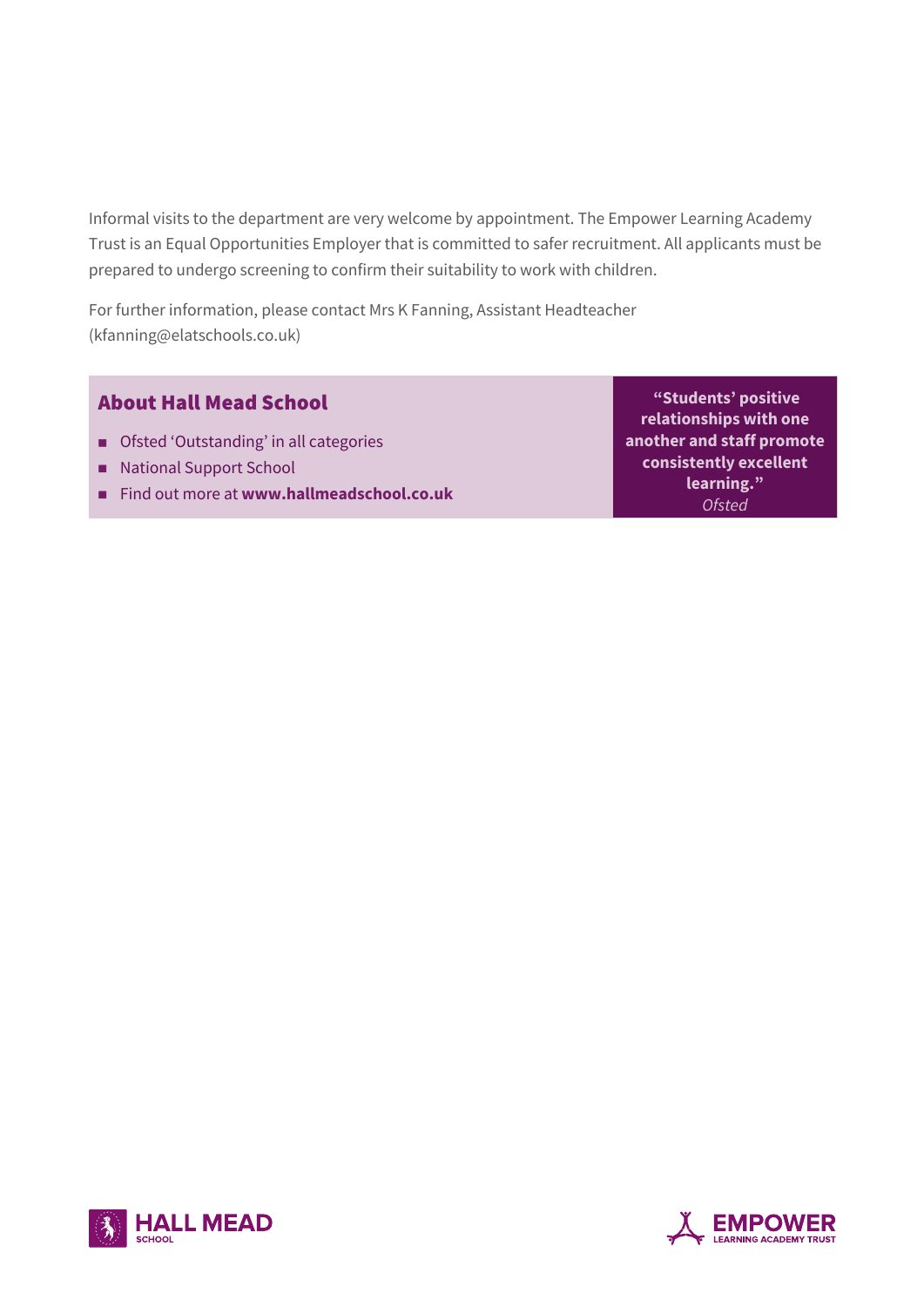Informal visits to the department are very welcome by appointment. The Empower Learning Academy Trust is an Equal Opportunities Employer that is committed to safer recruitment. All applicants must be prepared to undergo screening to confirm their suitability to work with children.

For further information, please contact Mrs K Fanning, Assistant Headteacher (kfanning@elatschools.co.uk)

## About Hall Mead School

- Ofsted 'Outstanding' in all categories
- National Support School
- Find out more at **www.hallmeadschool.co.uk**

**"Students' positive relationships with one another and staff promote consistently excellent learning."**
*Ofsted*

HALL MEAD SCHOOL

EMPOWER LEARNING ACADEMY TRUST